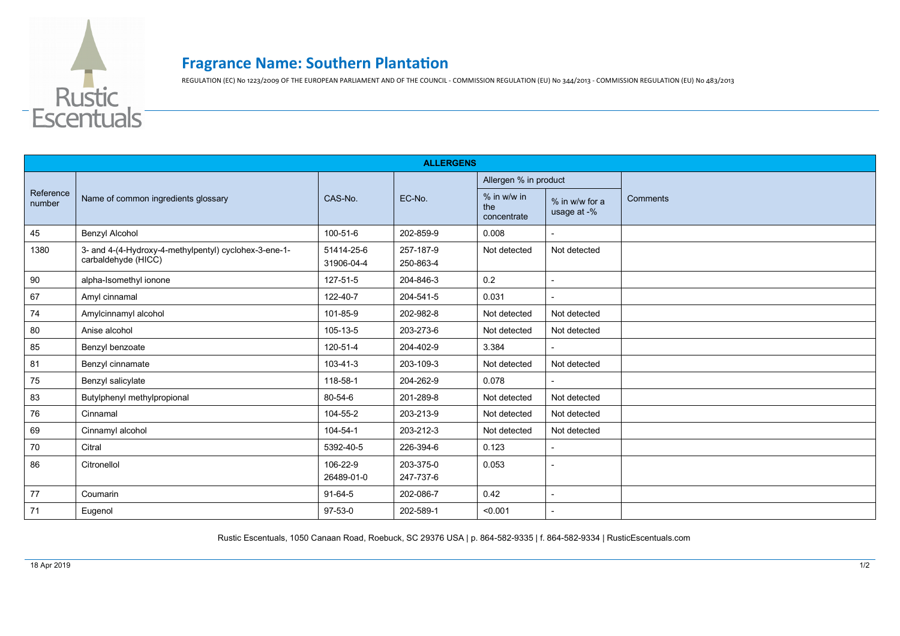Rustic Escentuals

# Fragrance Name: Southern Plantation

REGULATION (EC) No 1223/2009 OF THE EUROPEAN PARLIAMENT AND OF THE COUNCIL - COMMISSION REGULATION (EU) No 344/2013 - COMMISSION REGULATION (EU) No 483/2013

| ALLERGENS | | | | | | |
|---|---|---|---|---|---|---|
| Reference number | Name of common ingredients glossary | CAS-No. | EC-No. | Allergen % in product | | Comments |
| | | | | % in w/w in the concentrate | % in w/w for a usage at -% | |
| 45 | Benzyl Alcohol | 100-51-6 | 202-859-9 | 0.008 | - | |
| 1380 | 3- and 4-(4-Hydroxy-4-methylpentyl) cyclohex-3-ene-1-carbaldehyde (HICC) | 51414-25-6 31906-04-4 | 257-187-9 250-863-4 | Not detected | Not detected | |
| 90 | alpha-Isomethyl ionone | 127-51-5 | 204-846-3 | 0.2 | - | |
| 67 | Amyl cinnamal | 122-40-7 | 204-541-5 | 0.031 | - | |
| 74 | Amylcinnamyl alcohol | 101-85-9 | 202-982-8 | Not detected | Not detected | |
| 80 | Anise alcohol | 105-13-5 | 203-273-6 | Not detected | Not detected | |
| 85 | Benzyl benzoate | 120-51-4 | 204-402-9 | 3.384 | - | |
| 81 | Benzyl cinnamate | 103-41-3 | 203-109-3 | Not detected | Not detected | |
| 75 | Benzyl salicylate | 118-58-1 | 204-262-9 | 0.078 | - | |
| 83 | Butylphenyl methylpropional | 80-54-6 | 201-289-8 | Not detected | Not detected | |
| 76 | Cinnamal | 104-55-2 | 203-213-9 | Not detected | Not detected | |
| 69 | Cinnamyl alcohol | 104-54-1 | 203-212-3 | Not detected | Not detected | |
| 70 | Citral | 5392-40-5 | 226-394-6 | 0.123 | - | |
| 86 | Citronellol | 106-22-9 26489-01-0 | 203-375-0 247-737-6 | 0.053 | - | |
| 77 | Coumarin | 91-64-5 | 202-086-7 | 0.42 | - | |
| 71 | Eugenol | 97-53-0 | 202-589-1 | <0.001 | - | |

Rustic Escentuals, 1050 Canaan Road, Roebuck, SC 29376 USA | p. 864-582-9335 | f. 864-582-9334 | RusticEscentuals.com

18 Apr 2019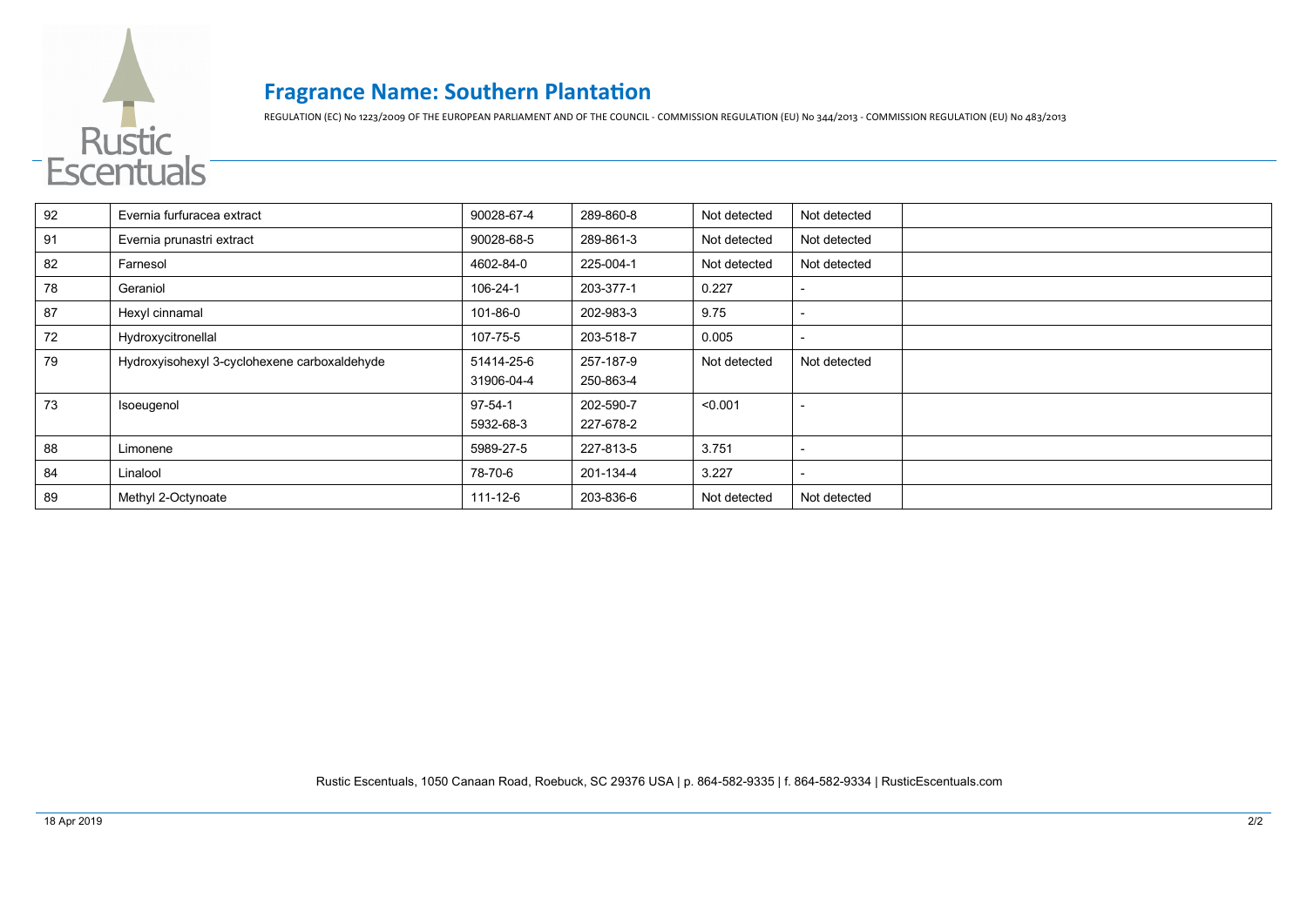## Fragrance Name: Southern Plantation

REGULATION (EC) No 1223/2009 OF THE EUROPEAN PARLIAMENT AND OF THE COUNCIL - COMMISSION REGULATION (EU) No 344/2013 - COMMISSION REGULATION (EU) No 483/2013

| | | | | | | |
|---|---|---|---|---|---|---|
| 92 | Evernia furfuracea extract | 90028-67-4 | 289-860-8 | Not detected | Not detected | |
| 91 | Evernia prunastri extract | 90028-68-5 | 289-861-3 | Not detected | Not detected | |
| 82 | Farnesol | 4602-84-0 | 225-004-1 | Not detected | Not detected | |
| 78 | Geraniol | 106-24-1 | 203-377-1 | 0.227 | - | |
| 87 | Hexyl cinnamal | 101-86-0 | 202-983-3 | 9.75 | - | |
| 72 | Hydroxycitronellal | 107-75-5 | 203-518-7 | 0.005 | - | |
| 79 | Hydroxyisohexyl 3-cyclohexene carboxaldehyde | 51414-25-6<br>31906-04-4 | 257-187-9<br>250-863-4 | Not detected | Not detected | |
| 73 | Isoeugenol | 97-54-1<br>5932-68-3 | 202-590-7<br>227-678-2 | <0.001 | - | |
| 88 | Limonene | 5989-27-5 | 227-813-5 | 3.751 | - | |
| 84 | Linalool | 78-70-6 | 201-134-4 | 3.227 | - | |
| 89 | Methyl 2-Octynoate | 111-12-6 | 203-836-6 | Not detected | Not detected | |

Rustic Escentuals, 1050 Canaan Road, Roebuck, SC 29376 USA | p. 864-582-9335 | f. 864-582-9334 | RusticEscentuals.com

18 Apr 2019